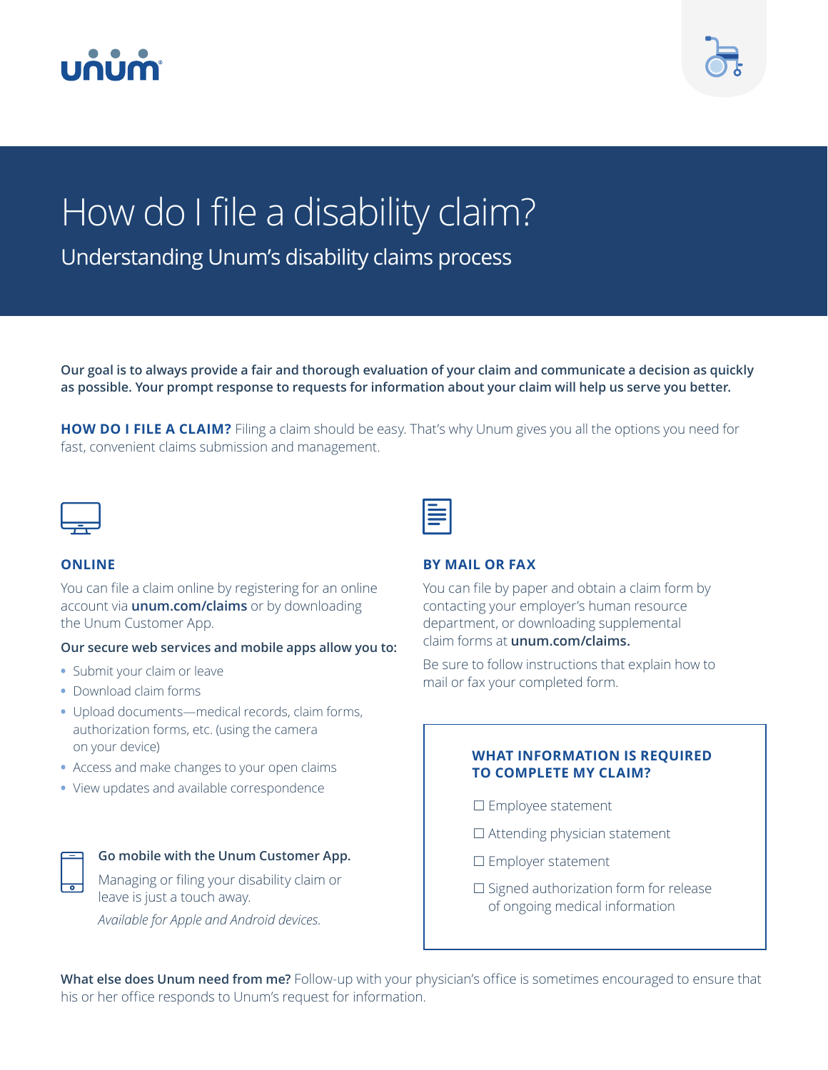# How do I file a disability claim?

## Understanding Unum's disability claims process

**Our goal is to always provide a fair and thorough evaluation of your claim and communicate a decision as quickly as possible. Your prompt response to requests for information about your claim will help us serve you better.**

**HOW DO I FILE A CLAIM?** Filing a claim should be easy. That's why Unum gives you all the options you need for fast, convenient claims submission and management.

### ONLINE

You can file a claim online by registering for an online account via **unum.com/claims** or by downloading the Unum Customer App.

**Our secure web services and mobile apps allow you to:**

- Submit your claim or leave
- Download claim forms
- Upload documents—medical records, claim forms, authorization forms, etc. (using the camera on your device)
- Access and make changes to your open claims
- View updates and available correspondence

**Go mobile with the Unum Customer App.**

Managing or filing your disability claim or leave is just a touch away.

*Available for Apple and Android devices.*

### BY MAIL OR FAX

You can file by paper and obtain a claim form by contacting your employer's human resource department, or downloading supplemental claim forms at **unum.com/claims.**

Be sure to follow instructions that explain how to mail or fax your completed form.

### WHAT INFORMATION IS REQUIRED TO COMPLETE MY CLAIM?

- ☐ Employee statement
- ☐ Attending physician statement
- ☐ Employer statement
- ☐ Signed authorization form for release of ongoing medical information

**What else does Unum need from me?** Follow-up with your physician's office is sometimes encouraged to ensure that his or her office responds to Unum's request for information.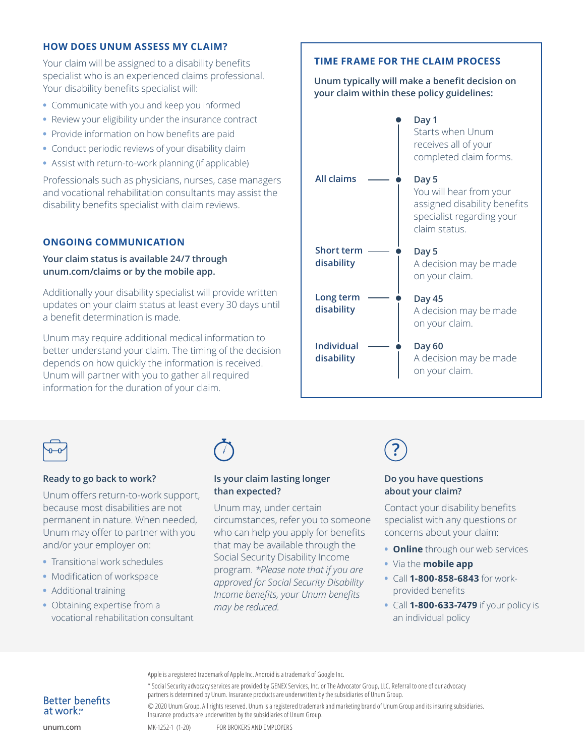## HOW DOES UNUM ASSESS MY CLAIM?

Your claim will be assigned to a disability benefits specialist who is an experienced claims professional. Your disability benefits specialist will:

- Communicate with you and keep you informed
- Review your eligibility under the insurance contract
- Provide information on how benefits are paid
- Conduct periodic reviews of your disability claim
- Assist with return-to-work planning (if applicable)

Professionals such as physicians, nurses, case managers and vocational rehabilitation consultants may assist the disability benefits specialist with claim reviews.

## ONGOING COMMUNICATION

**Your claim status is available 24/7 through unum.com/claims or by the mobile app.**

Additionally your disability specialist will provide written updates on your claim status at least every 30 days until a benefit determination is made.

Unum may require additional medical information to better understand your claim. The timing of the decision depends on how quickly the information is received. Unum will partner with you to gather all required information for the duration of your claim.

## TIME FRAME FOR THE CLAIM PROCESS

**Unum typically will make a benefit decision on your claim within these policy guidelines:**

**Day 1**
Starts when Unum receives all of your completed claim forms.

**All claims**

**Day 5**
You will hear from your assigned disability benefits specialist regarding your claim status.

**Short term disability**

**Day 5**
A decision may be made on your claim.

**Long term disability**

**Day 45**
A decision may be made on your claim.

**Individual disability**

**Day 60**
A decision may be made on your claim.

### Ready to go back to work?

Unum offers return-to-work support, because most disabilities are not permanent in nature. When needed, Unum may offer to partner with you and/or your employer on:

- Transitional work schedules
- Modification of workspace
- Additional training
- Obtaining expertise from a vocational rehabilitation consultant

### Is your claim lasting longer than expected?

Unum may, under certain circumstances, refer you to someone who can help you apply for benefits that may be available through the Social Security Disability Income program. *\*Please note that if you are approved for Social Security Disability Income benefits, your Unum benefits may be reduced.*

### Do you have questions about your claim?

Contact your disability benefits specialist with any questions or concerns about your claim:

- **Online** through our web services
- Via the **mobile app**
- Call **1-800-858-6843** for work-provided benefits
- Call **1-800-633-7479** if your policy is an individual policy

Apple is a registered trademark of Apple Inc. Android is a trademark of Google Inc.

* Social Security advocacy services are provided by GENEX Services, Inc. or The Advocator Group, LLC. Referral to one of our advocacy partners is determined by Unum. Insurance products are underwritten by the subsidiaries of Unum Group.

© 2020 Unum Group. All rights reserved. Unum is a registered trademark and marketing brand of Unum Group and its insuring subsidiaries. Insurance products are underwritten by the subsidiaries of Unum Group.

Better benefits at work.™

unum.com

MK-1252-1 (1-20) FOR BROKERS AND EMPLOYERS